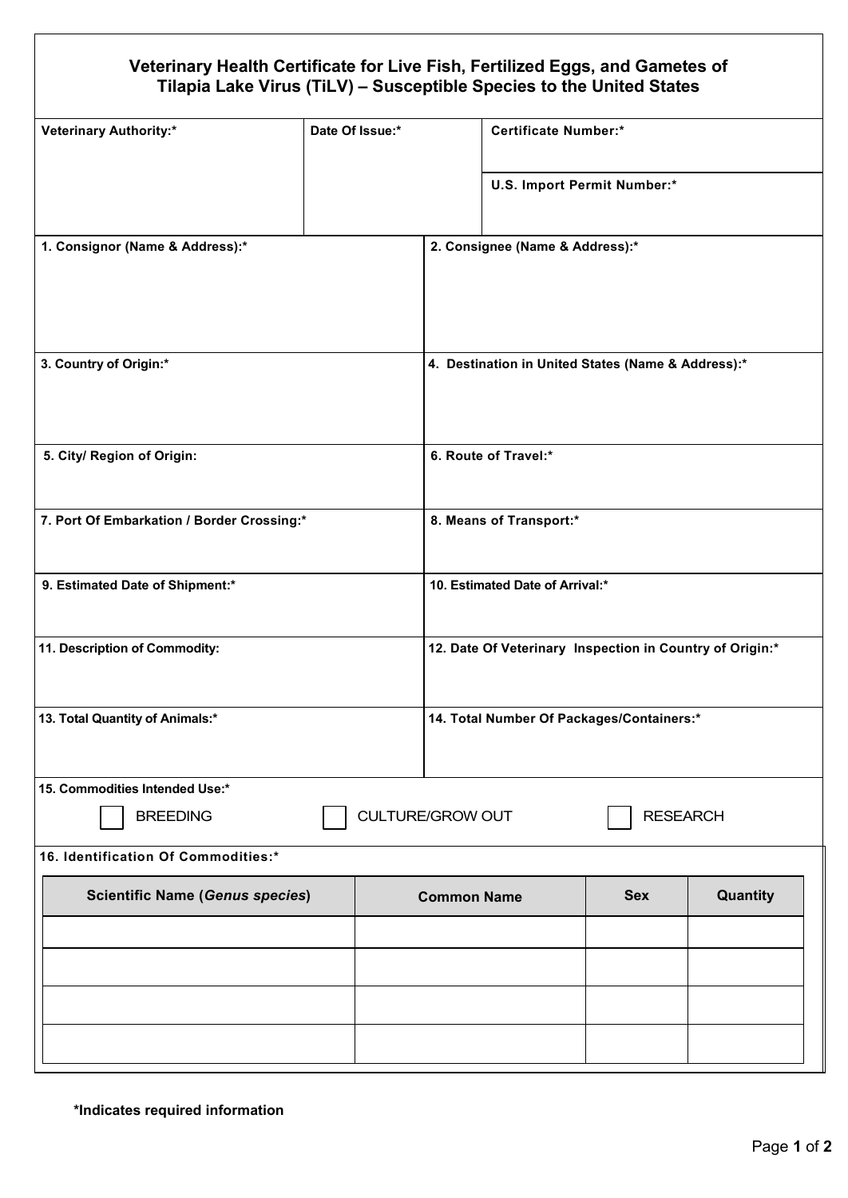# Veterinary Health Certificate for Live Fish, Fertilized Eggs, and Gametes of Tilapia Lake Virus (TiLV) – Susceptible Species to the United States

| Veterinary Authority:* | Date Of Issue:* | Certificate Number:* |
|---|---|---|
| | | U.S. Import Permit Number:* |

| | |
|---|---|
| 1. Consignor (Name & Address):* | 2. Consignee (Name & Address):* |
| 3. Country of Origin:* | 4. Destination in United States (Name & Address):* |
| 5. City/ Region of Origin: | 6. Route of Travel:* |
| 7. Port Of Embarkation / Border Crossing:* | 8. Means of Transport:* |
| 9. Estimated Date of Shipment:* | 10. Estimated Date of Arrival:* |
| 11. Description of Commodity: | 12. Date Of Veterinary Inspection in Country of Origin:* |
| 13. Total Quantity of Animals:* | 14. Total Number Of Packages/Containers:* |

**15. Commodities Intended Use:***

☐ BREEDING ☐ CULTURE/GROW OUT ☐ RESEARCH

**16. Identification Of Commodities:***

| Scientific Name (*Genus species*) | Common Name | Sex | Quantity |
|---|---|---|---|
| | | | |
| | | | |
| | | | |
| | | | |

***Indicates required information**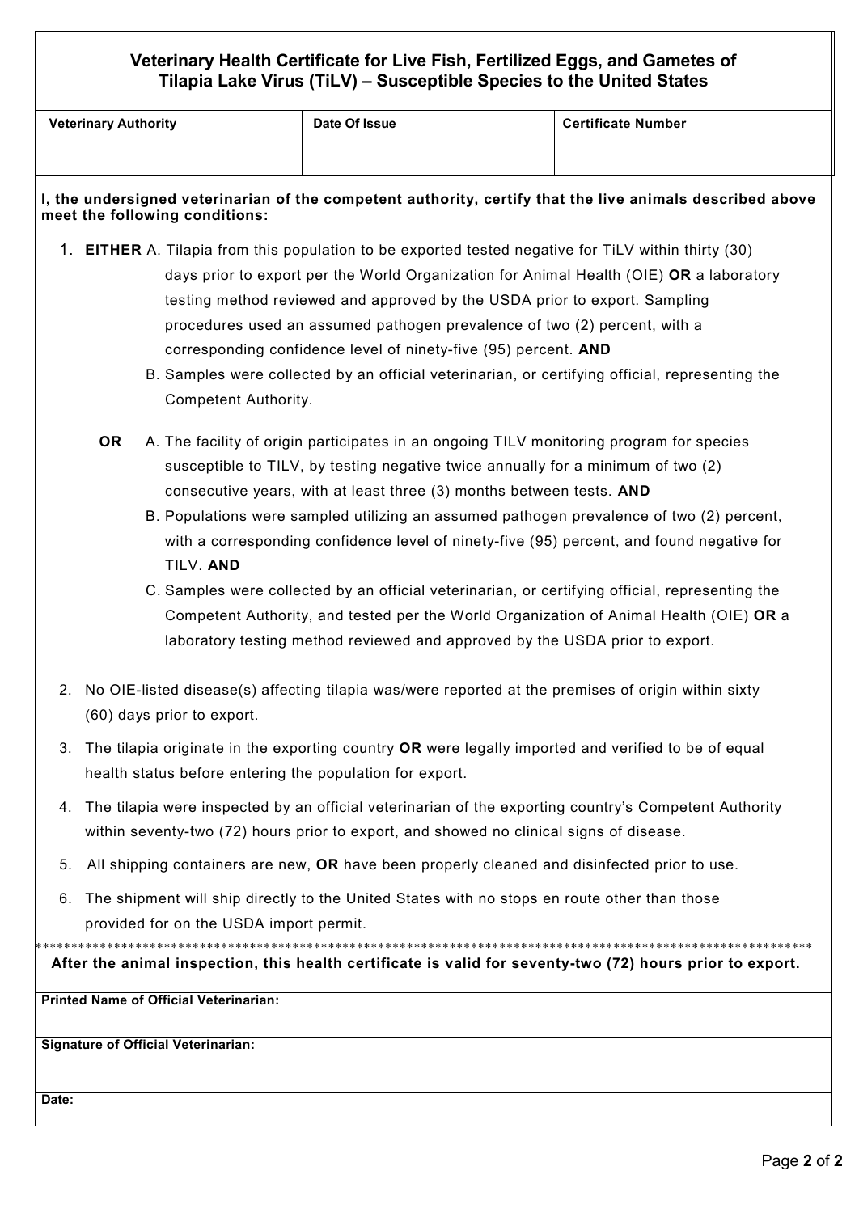## Veterinary Health Certificate for Live Fish, Fertilized Eggs, and Gametes of Tilapia Lake Virus (TiLV) – Susceptible Species to the United States

| Veterinary Authority | Date Of Issue | Certificate Number |
|---|---|---|
| | | |

**I, the undersigned veterinarian of the competent authority, certify that the live animals described above meet the following conditions:**

1. **EITHER** A. Tilapia from this population to be exported tested negative for TiLV within thirty (30) days prior to export per the World Organization for Animal Health (OIE) **OR** a laboratory testing method reviewed and approved by the USDA prior to export. Sampling procedures used an assumed pathogen prevalence of two (2) percent, with a corresponding confidence level of ninety-five (95) percent. **AND**

   B. Samples were collected by an official veterinarian, or certifying official, representing the Competent Authority.

   **OR** A. The facility of origin participates in an ongoing TILV monitoring program for species susceptible to TILV, by testing negative twice annually for a minimum of two (2) consecutive years, with at least three (3) months between tests. **AND**

   B. Populations were sampled utilizing an assumed pathogen prevalence of two (2) percent, with a corresponding confidence level of ninety-five (95) percent, and found negative for TILV. **AND**

   C. Samples were collected by an official veterinarian, or certifying official, representing the Competent Authority, and tested per the World Organization of Animal Health (OIE) **OR** a laboratory testing method reviewed and approved by the USDA prior to export.

2. No OIE-listed disease(s) affecting tilapia was/were reported at the premises of origin within sixty (60) days prior to export.
3. The tilapia originate in the exporting country **OR** were legally imported and verified to be of equal health status before entering the population for export.
4. The tilapia were inspected by an official veterinarian of the exporting country's Competent Authority within seventy-two (72) hours prior to export, and showed no clinical signs of disease.
5. All shipping containers are new, **OR** have been properly cleaned and disinfected prior to use.
6. The shipment will ship directly to the United States with no stops en route other than those provided for on the USDA import permit.

******************************************************************************************************************

**After the animal inspection, this health certificate is valid for seventy-two (72) hours prior to export.**

**Printed Name of Official Veterinarian:**

**Signature of Official Veterinarian:**

**Date:**